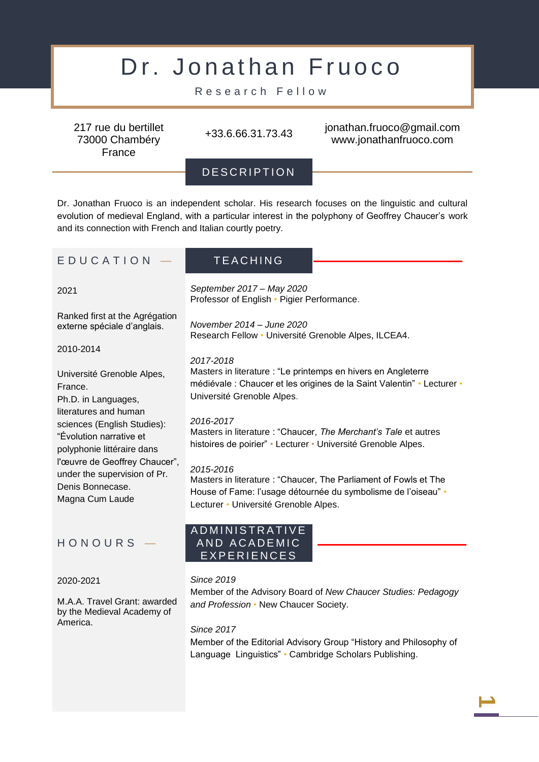# Dr. Jonathan Fruoco

Research Fellow

217 rue du bertillet
73000 Chambéry
France

+33.6.66.31.73.43

jonathan.fruoco@gmail.com
www.jonathanfruoco.com

## DESCRIPTION

Dr. Jonathan Fruoco is an independent scholar. His research focuses on the linguistic and cultural evolution of medieval England, with a particular interest in the polyphony of Geoffrey Chaucer's work and its connection with French and Italian courtly poetry.

## EDUCATION

2021

Ranked first at the Agrégation externe spéciale d'anglais.

2010-2014

Université Grenoble Alpes, France.
Ph.D. in Languages, literatures and human sciences (English Studies): "Évolution narrative et polyphonie littéraire dans l'œuvre de Geoffrey Chaucer", under the supervision of Pr. Denis Bonnecase.
Magna Cum Laude

## HONOURS

2020-2021

M.A.A. Travel Grant: awarded by the Medieval Academy of America.

## TEACHING

*September 2017 – May 2020*
Professor of English • Pigier Performance.

*November 2014 – June 2020*
Research Fellow • Université Grenoble Alpes, ILCEA4.

*2017-2018*
Masters in literature : "Le printemps en hivers en Angleterre médiévale : Chaucer et les origines de la Saint Valentin" • Lecturer • Université Grenoble Alpes.

*2016-2017*
Masters in literature : "Chaucer, *The Merchant's Tale* et autres histoires de poirier" • Lecturer • Université Grenoble Alpes.

*2015-2016*
Masters in literature : "Chaucer, The Parliament of Fowls et The House of Fame: l'usage détournée du symbolisme de l'oiseau" • Lecturer • Université Grenoble Alpes.

## ADMINISTRATIVE AND ACADEMIC EXPERIENCES

*Since 2019*
Member of the Advisory Board of *New Chaucer Studies: Pedagogy and Profession* • New Chaucer Society.

*Since 2017*
Member of the Editorial Advisory Group "History and Philosophy of Language Linguistics" • Cambridge Scholars Publishing.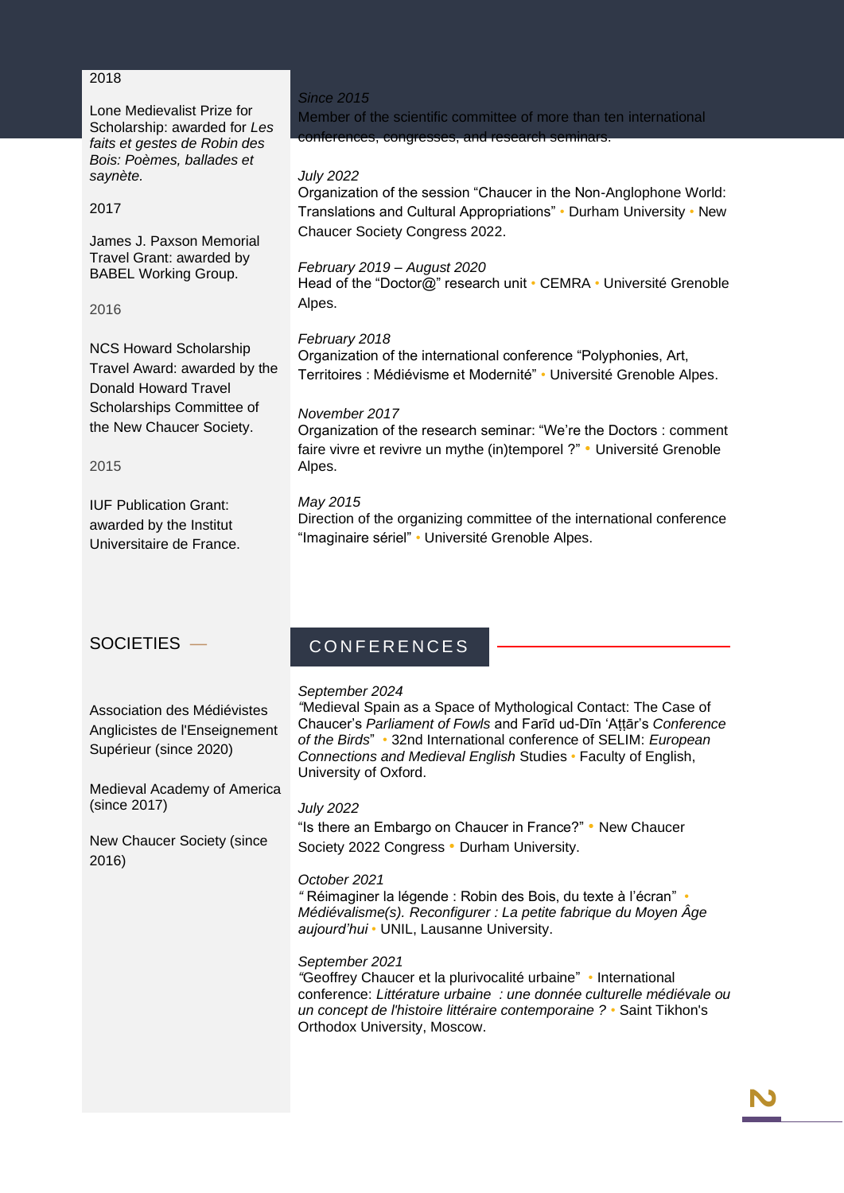2018

Lone Medievalist Prize for Scholarship: awarded for *Les faits et gestes de Robin des Bois: Poèmes, ballades et saynète.*

2017

James J. Paxson Memorial Travel Grant: awarded by BABEL Working Group.

2016

NCS Howard Scholarship Travel Award: awarded by the Donald Howard Travel Scholarships Committee of the New Chaucer Society.

2015

IUF Publication Grant: awarded by the Institut Universitaire de France.

*Since 2015*
Member of the scientific committee of more than ten international conferences, congresses, and research seminars.

*July 2022*
Organization of the session "Chaucer in the Non-Anglophone World: Translations and Cultural Appropriations" • Durham University • New Chaucer Society Congress 2022.

*February 2019 – August 2020*
Head of the "Doctor@" research unit • CEMRA • Université Grenoble Alpes.

*February 2018*
Organization of the international conference "Polyphonies, Art, Territoires : Médiévisme et Modernité" • Université Grenoble Alpes.

*November 2017*
Organization of the research seminar: "We're the Doctors : comment faire vivre et revivre un mythe (in)temporel ?" • Université Grenoble Alpes.

*May 2015*
Direction of the organizing committee of the international conference "Imaginaire sériel" • Université Grenoble Alpes.

## SOCIETIES

Association des Médiévistes Anglicistes de l'Enseignement Supérieur (since 2020)

Medieval Academy of America (since 2017)

New Chaucer Society (since 2016)

## CONFERENCES

*September 2024*
"Medieval Spain as a Space of Mythological Contact: The Case of Chaucer's *Parliament of Fowls* and Farīd ud-Dīn 'Aṭṭār's *Conference of the Birds*" • 32nd International conference of SELIM: *European Connections and Medieval English* Studies • Faculty of English, University of Oxford.

*July 2022*
"Is there an Embargo on Chaucer in France?" • New Chaucer Society 2022 Congress • Durham University.

*October 2021*
" Réimaginer la légende : Robin des Bois, du texte à l'écran" • *Médiévalisme(s). Reconfigurer : La petite fabrique du Moyen Âge aujourd'hui* • UNIL, Lausanne University.

*September 2021*
"Geoffrey Chaucer et la plurivocalité urbaine" • International conference: *Littérature urbaine : une donnée culturelle médiévale ou un concept de l'histoire littéraire contemporaine ?* • Saint Tikhon's Orthodox University, Moscow.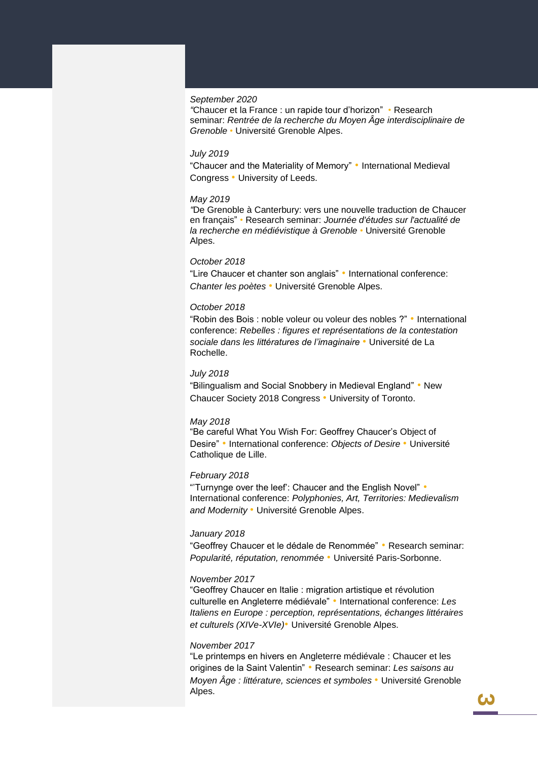*September 2020*
*"*Chaucer et la France : un rapide tour d'horizon" • Research seminar: *Rentrée de la recherche du Moyen Âge interdisciplinaire de Grenoble* • Université Grenoble Alpes.

*July 2019*
"Chaucer and the Materiality of Memory" • International Medieval Congress • University of Leeds.

*May 2019*
*"*De Grenoble à Canterbury: vers une nouvelle traduction de Chaucer en français" • Research seminar: *Journée d'études sur l'actualité de la recherche en médiévistique à Grenoble* • Université Grenoble Alpes.

*October 2018*
"Lire Chaucer et chanter son anglais" • International conference: *Chanter les poètes* • Université Grenoble Alpes.

*October 2018*
"Robin des Bois : noble voleur ou voleur des nobles ?" • International conference: *Rebelles : figures et représentations de la contestation sociale dans les littératures de l'imaginaire* • Université de La Rochelle.

*July 2018*
"Bilingualism and Social Snobbery in Medieval England" • New Chaucer Society 2018 Congress • University of Toronto.

*May 2018*
"Be careful What You Wish For: Geoffrey Chaucer's Object of Desire" • International conference: *Objects of Desire* • Université Catholique de Lille.

*February 2018*
"'Turnynge over the leef': Chaucer and the English Novel" • International conference: *Polyphonies, Art, Territories: Medievalism and Modernity* • Université Grenoble Alpes.

*January 2018*
"Geoffrey Chaucer et le dédale de Renommée" • Research seminar: *Popularité, réputation, renommée* • Université Paris-Sorbonne.

*November 2017*
"Geoffrey Chaucer en Italie : migration artistique et révolution culturelle en Angleterre médiévale" • International conference: *Les Italiens en Europe : perception, représentations, échanges littéraires et culturels (XIVe-XVIe)*• Université Grenoble Alpes.

*November 2017*
"Le printemps en hivers en Angleterre médiévale : Chaucer et les origines de la Saint Valentin" • Research seminar: *Les saisons au Moyen Âge : littérature, sciences et symboles* • Université Grenoble Alpes.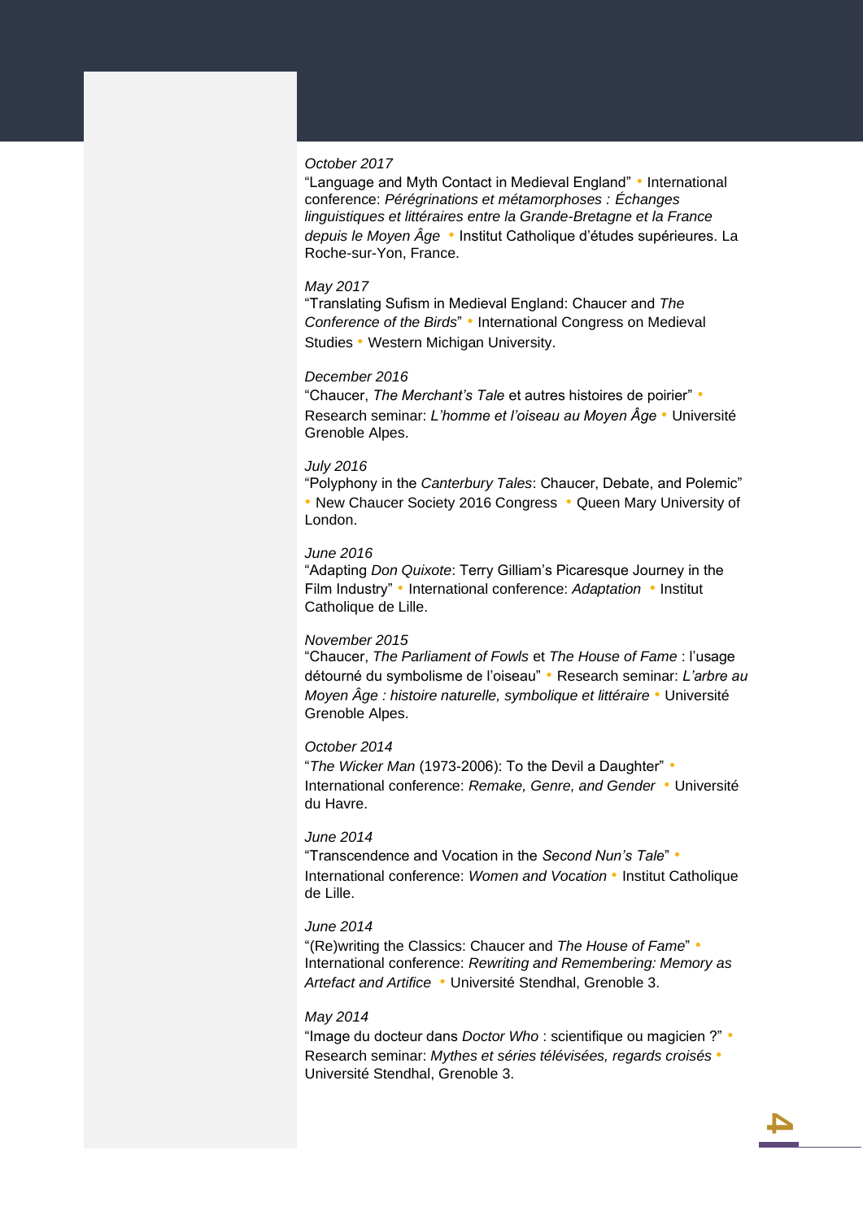*October 2017*
"Language and Myth Contact in Medieval England" • International conference: *Pérégrinations et métamorphoses : Échanges linguistiques et littéraires entre la Grande-Bretagne et la France depuis le Moyen Âge* • Institut Catholique d'études supérieures. La Roche-sur-Yon, France.

*May 2017*
"Translating Sufism in Medieval England: Chaucer and *The Conference of the Birds*" • International Congress on Medieval Studies • Western Michigan University.

*December 2016*
"Chaucer, *The Merchant's Tale* et autres histoires de poirier" • Research seminar: *L'homme et l'oiseau au Moyen Âge* • Université Grenoble Alpes.

*July 2016*
"Polyphony in the *Canterbury Tales*: Chaucer, Debate, and Polemic" • New Chaucer Society 2016 Congress • Queen Mary University of London.

*June 2016*
"Adapting *Don Quixote*: Terry Gilliam's Picaresque Journey in the Film Industry" • International conference: *Adaptation* • Institut Catholique de Lille.

*November 2015*
"Chaucer, *The Parliament of Fowls* et *The House of Fame* : l'usage détourné du symbolisme de l'oiseau" • Research seminar: *L'arbre au Moyen Âge : histoire naturelle, symbolique et littéraire* • Université Grenoble Alpes.

*October 2014*
"*The Wicker Man* (1973-2006): To the Devil a Daughter" • International conference: *Remake, Genre, and Gender* • Université du Havre.

*June 2014*
"Transcendence and Vocation in the *Second Nun's Tale*" • International conference: *Women and Vocation* • Institut Catholique de Lille.

*June 2014*
"(Re)writing the Classics: Chaucer and *The House of Fame*" • International conference: *Rewriting and Remembering: Memory as Artefact and Artifice* • Université Stendhal, Grenoble 3.

*May 2014*
"Image du docteur dans *Doctor Who* : scientifique ou magicien ?" • Research seminar: *Mythes et séries télévisées, regards croisés* • Université Stendhal, Grenoble 3.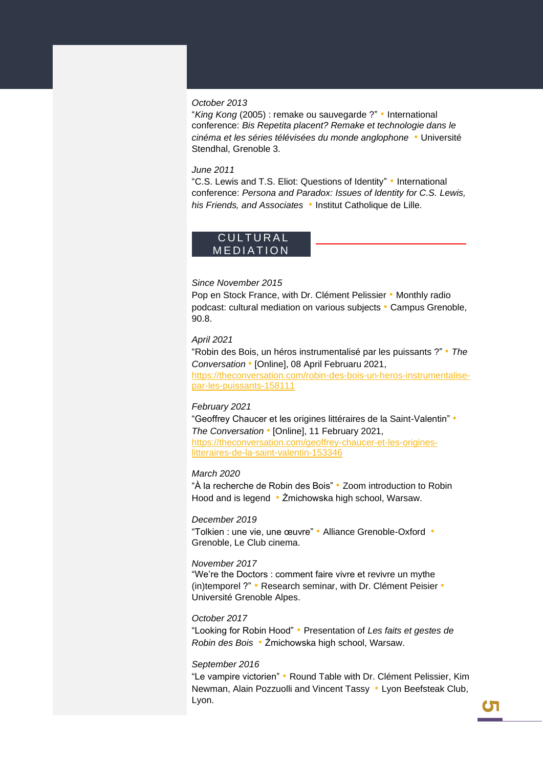*October 2013*
"*King Kong* (2005) : remake ou sauvegarde ?" • International conference: *Bis Repetita placent? Remake et technologie dans le cinéma et les séries télévisées du monde anglophone* • Université Stendhal, Grenoble 3.

*June 2011*
"C.S. Lewis and T.S. Eliot: Questions of Identity" • International conference: *Persona and Paradox: Issues of Identity for C.S. Lewis, his Friends, and Associates* • Institut Catholique de Lille.

## CULTURAL MEDIATION

*Since November 2015*
Pop en Stock France, with Dr. Clément Pelissier • Monthly radio podcast: cultural mediation on various subjects • Campus Grenoble, 90.8.

*April 2021*
"Robin des Bois, un héros instrumentalisé par les puissants ?" • *The Conversation* • [Online], 08 April Februaru 2021, https://theconversation.com/robin-des-bois-un-heros-instrumentalise-par-les-puissants-158111

*February 2021*
"Geoffrey Chaucer et les origines littéraires de la Saint-Valentin" • *The Conversation* • [Online], 11 February 2021, https://theconversation.com/geoffrey-chaucer-et-les-origines-litteraires-de-la-saint-valentin-153346

*March 2020*
"À la recherche de Robin des Bois" • Zoom introduction to Robin Hood and is legend • Żmichowska high school, Warsaw.

*December 2019*
"Tolkien : une vie, une œuvre" • Alliance Grenoble-Oxford • Grenoble, Le Club cinema.

*November 2017*
"We're the Doctors : comment faire vivre et revivre un mythe (in)temporel ?" • Research seminar, with Dr. Clément Peisier • Université Grenoble Alpes.

*October 2017*
"Looking for Robin Hood" • Presentation of *Les faits et gestes de Robin des Bois* • Żmichowska high school, Warsaw.

*September 2016*
"Le vampire victorien" • Round Table with Dr. Clément Pelissier, Kim Newman, Alain Pozzuolli and Vincent Tassy • Lyon Beefsteak Club, Lyon.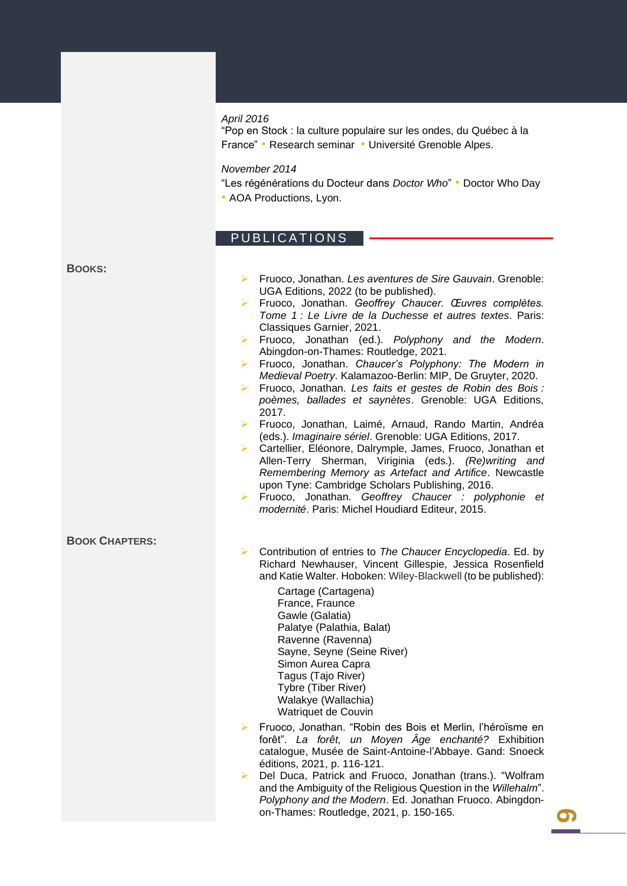*April 2016*
"Pop en Stock : la culture populaire sur les ondes, du Québec à la France" • Research seminar • Université Grenoble Alpes.

*November 2014*
"Les régénérations du Docteur dans *Doctor Who*" • Doctor Who Day • AOA Productions, Lyon.

## PUBLICATIONS

**BOOKS:**

- Fruoco, Jonathan. *Les aventures de Sire Gauvain*. Grenoble: UGA Editions, 2022 (to be published).
- Fruoco, Jonathan. *Geoffrey Chaucer. Œuvres complètes. Tome 1 : Le Livre de la Duchesse et autres textes*. Paris: Classiques Garnier, 2021.
- Fruoco, Jonathan (ed.). *Polyphony and the Modern*. Abingdon-on-Thames: Routledge, 2021.
- Fruoco, Jonathan. *Chaucer's Polyphony: The Modern in Medieval Poetry*. Kalamazoo-Berlin: MIP, De Gruyter, 2020.
- Fruoco, Jonathan. *Les faits et gestes de Robin des Bois : poèmes, ballades et saynètes*. Grenoble: UGA Editions, 2017.
- Fruoco, Jonathan, Laimé, Arnaud, Rando Martin, Andréa (eds.). *Imaginaire sériel*. Grenoble: UGA Editions, 2017.
- Cartellier, Eléonore, Dalrymple, James, Fruoco, Jonathan et Allen-Terry Sherman, Viriginia (eds.). *(Re)writing and Remembering Memory as Artefact and Artifice*. Newcastle upon Tyne: Cambridge Scholars Publishing, 2016.
- Fruoco, Jonathan. *Geoffrey Chaucer : polyphonie et modernité*. Paris: Michel Houdiard Editeur, 2015.

**BOOK CHAPTERS:**

- Contribution of entries to *The Chaucer Encyclopedia*. Ed. by Richard Newhauser, Vincent Gillespie, Jessica Rosenfield and Katie Walter. Hoboken: Wiley-Blackwell (to be published):

  Cartage (Cartagena)
  France, Fraunce
  Gawle (Galatia)
  Palatye (Palathia, Balat)
  Ravenne (Ravenna)
  Sayne, Seyne (Seine River)
  Simon Aurea Capra
  Tagus (Tajo River)
  Tybre (Tiber River)
  Walakye (Wallachia)
  Watriquet de Couvin

- Fruoco, Jonathan. "Robin des Bois et Merlin, l'héroïsme en forêt". *La forêt, un Moyen Âge enchanté?* Exhibition catalogue, Musée de Saint-Antoine-l'Abbaye. Gand: Snoeck éditions, 2021, p. 116-121.
- Del Duca, Patrick and Fruoco, Jonathan (trans.). "Wolfram and the Ambiguity of the Religious Question in the *Willehalm*". *Polyphony and the Modern*. Ed. Jonathan Fruoco. Abingdon-on-Thames: Routledge, 2021, p. 150-165.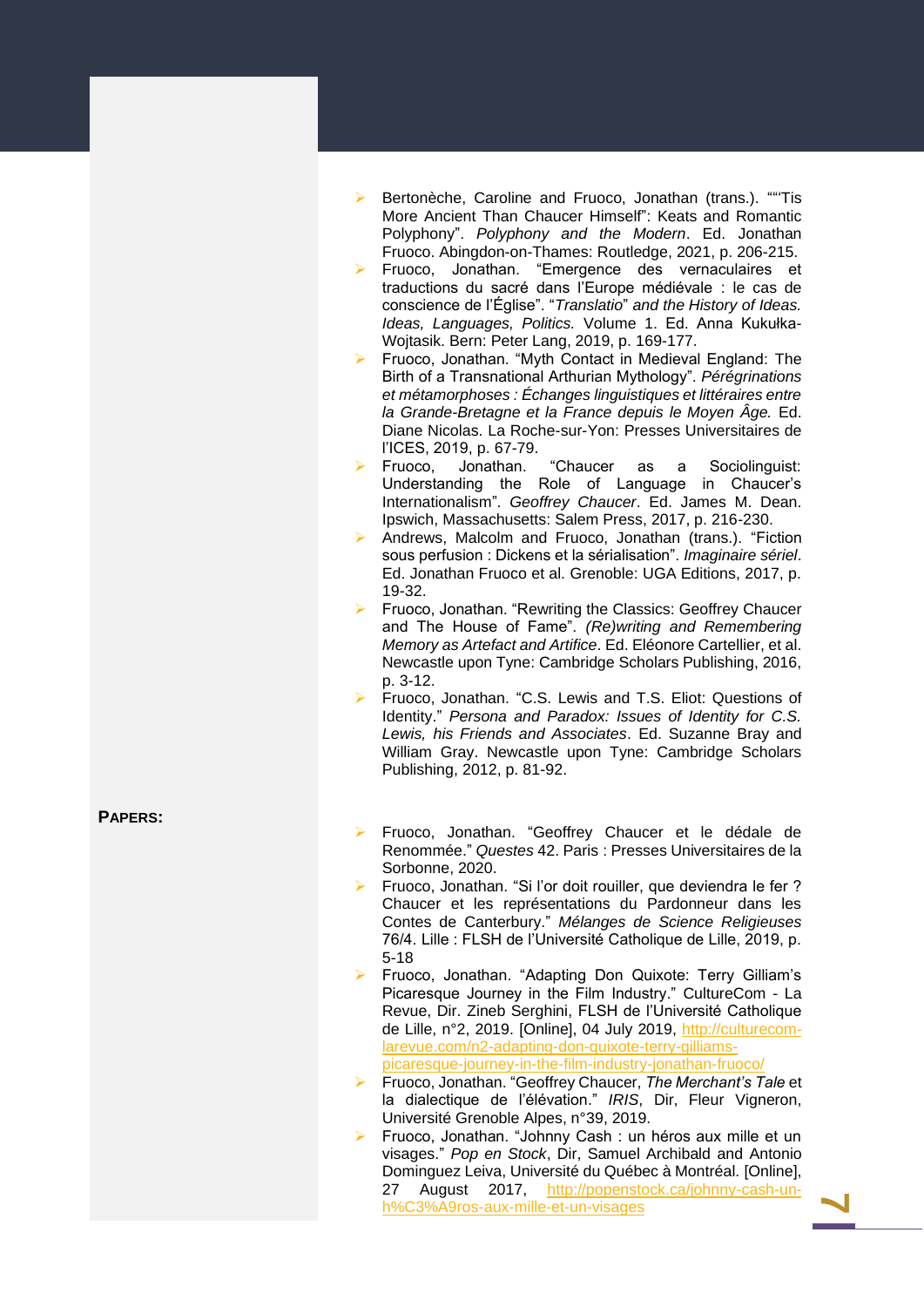- Bertonèche, Caroline and Fruoco, Jonathan (trans.). ""'Tis More Ancient Than Chaucer Himself": Keats and Romantic Polyphony". *Polyphony and the Modern*. Ed. Jonathan Fruoco. Abingdon-on-Thames: Routledge, 2021, p. 206-215.
- Fruoco, Jonathan. "Emergence des vernaculaires et traductions du sacré dans l'Europe médiévale : le cas de conscience de l'Église". "*Translatio*" *and the History of Ideas. Ideas, Languages, Politics.* Volume 1. Ed. Anna Kukułka-Wojtasik. Bern: Peter Lang, 2019, p. 169-177.
- Fruoco, Jonathan. "Myth Contact in Medieval England: The Birth of a Transnational Arthurian Mythology". *Pérégrinations et métamorphoses : Échanges linguistiques et littéraires entre la Grande-Bretagne et la France depuis le Moyen Âge.* Ed. Diane Nicolas. La Roche-sur-Yon: Presses Universitaires de l'ICES, 2019, p. 67-79.
- Fruoco, Jonathan. "Chaucer as a Sociolinguist: Understanding the Role of Language in Chaucer's Internationalism". *Geoffrey Chaucer*. Ed. James M. Dean. Ipswich, Massachusetts: Salem Press, 2017, p. 216-230.
- Andrews, Malcolm and Fruoco, Jonathan (trans.). "Fiction sous perfusion : Dickens et la sérialisation". *Imaginaire sériel*. Ed. Jonathan Fruoco et al. Grenoble: UGA Editions, 2017, p. 19-32.
- Fruoco, Jonathan. "Rewriting the Classics: Geoffrey Chaucer and The House of Fame". *(Re)writing and Remembering Memory as Artefact and Artifice*. Ed. Eléonore Cartellier, et al. Newcastle upon Tyne: Cambridge Scholars Publishing, 2016, p. 3-12.
- Fruoco, Jonathan. "C.S. Lewis and T.S. Eliot: Questions of Identity." *Persona and Paradox: Issues of Identity for C.S. Lewis, his Friends and Associates*. Ed. Suzanne Bray and William Gray. Newcastle upon Tyne: Cambridge Scholars Publishing, 2012, p. 81-92.

**PAPERS:**

- Fruoco, Jonathan. "Geoffrey Chaucer et le dédale de Renommée." *Questes* 42. Paris : Presses Universitaires de la Sorbonne, 2020.
- Fruoco, Jonathan. "Si l'or doit rouiller, que deviendra le fer ? Chaucer et les représentations du Pardonneur dans les Contes de Canterbury." *Mélanges de Science Religieuses* 76/4. Lille : FLSH de l'Université Catholique de Lille, 2019, p. 5-18
- Fruoco, Jonathan. "Adapting Don Quixote: Terry Gilliam's Picaresque Journey in the Film Industry." CultureCom - La Revue, Dir. Zineb Serghini, FLSH de l'Université Catholique de Lille, n°2, 2019. [Online], 04 July 2019, http://culturecom-larevue.com/n2-adapting-don-quixote-terry-gilliams-picaresque-journey-in-the-film-industry-jonathan-fruoco/
- Fruoco, Jonathan. "Geoffrey Chaucer, *The Merchant's Tale* et la dialectique de l'élévation." *IRIS*, Dir, Fleur Vigneron, Université Grenoble Alpes, n°39, 2019.
- Fruoco, Jonathan. "Johnny Cash : un héros aux mille et un visages." *Pop en Stock*, Dir, Samuel Archibald and Antonio Dominguez Leiva, Université du Québec à Montréal. [Online], 27 August 2017, http://popenstock.ca/johnny-cash-un-h%C3%A9ros-aux-mille-et-un-visages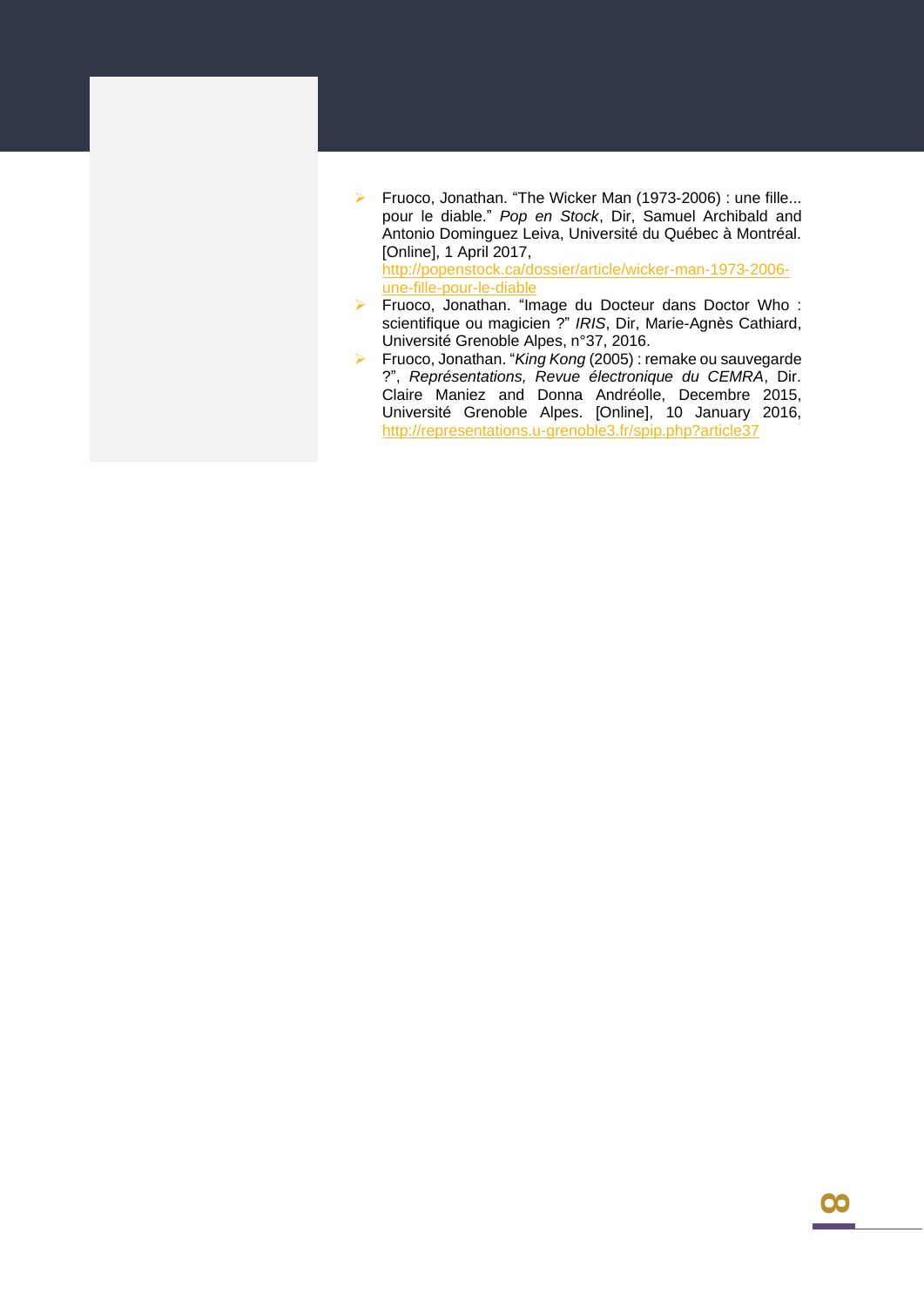- Fruoco, Jonathan. “The Wicker Man (1973-2006) : une fille... pour le diable.” *Pop en Stock*, Dir, Samuel Archibald and Antonio Dominguez Leiva, Université du Québec à Montréal. [Online], 1 April 2017, http://popenstock.ca/dossier/article/wicker-man-1973-2006-une-fille-pour-le-diable
- Fruoco, Jonathan. “Image du Docteur dans Doctor Who : scientifique ou magicien ?” *IRIS*, Dir, Marie-Agnès Cathiard, Université Grenoble Alpes, n°37, 2016.
- Fruoco, Jonathan. “*King Kong* (2005) : remake ou sauvegarde ?”, *Représentations, Revue électronique du CEMRA*, Dir. Claire Maniez and Donna Andréolle, Decembre 2015, Université Grenoble Alpes. [Online], 10 January 2016, http://representations.u-grenoble3.fr/spip.php?article37